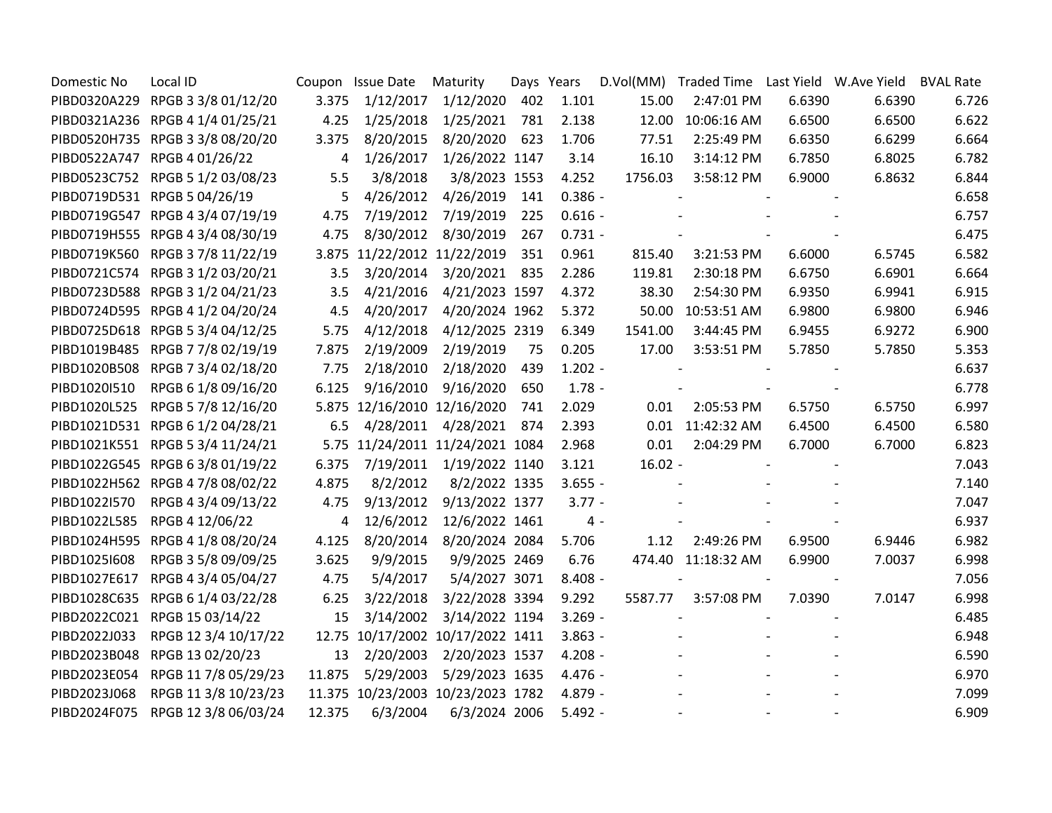| Domestic No | Local ID | Coupon | Issue Date | Maturity | Days | Years | D.Vol(MM) | Traded Time | Last Yield | W.Ave Yield | BVAL Rate |
|---|---|---|---|---|---|---|---|---|---|---|---|
| PIBD0320A229 | RPGB 3 3/8 01/12/20 | 3.375 | 1/12/2017 | 1/12/2020 | 402 | 1.101 | 15.00 | 2:47:01 PM | 6.6390 | 6.6390 | 6.726 |
| PIBD0321A236 | RPGB 4 1/4 01/25/21 | 4.25 | 1/25/2018 | 1/25/2021 | 781 | 2.138 | 12.00 | 10:06:16 AM | 6.6500 | 6.6500 | 6.622 |
| PIBD0520H735 | RPGB 3 3/8 08/20/20 | 3.375 | 8/20/2015 | 8/20/2020 | 623 | 1.706 | 77.51 | 2:25:49 PM | 6.6350 | 6.6299 | 6.664 |
| PIBD0522A747 | RPGB 4 01/26/22 | 4 | 1/26/2017 | 1/26/2022 | 1147 | 3.14 | 16.10 | 3:14:12 PM | 6.7850 | 6.8025 | 6.782 |
| PIBD0523C752 | RPGB 5 1/2 03/08/23 | 5.5 | 3/8/2018 | 3/8/2023 | 1553 | 4.252 | 1756.03 | 3:58:12 PM | 6.9000 | 6.8632 | 6.844 |
| PIBD0719D531 | RPGB 5 04/26/19 | 5 | 4/26/2012 | 4/26/2019 | 141 | 0.386 | - | - | - | - | 6.658 |
| PIBD0719G547 | RPGB 4 3/4 07/19/19 | 4.75 | 7/19/2012 | 7/19/2019 | 225 | 0.616 | - | - | - | - | 6.757 |
| PIBD0719H555 | RPGB 4 3/4 08/30/19 | 4.75 | 8/30/2012 | 8/30/2019 | 267 | 0.731 | - | - | - | - | 6.475 |
| PIBD0719K560 | RPGB 3 7/8 11/22/19 | 3.875 | 11/22/2012 | 11/22/2019 | 351 | 0.961 | 815.40 | 3:21:53 PM | 6.6000 | 6.5745 | 6.582 |
| PIBD0721C574 | RPGB 3 1/2 03/20/21 | 3.5 | 3/20/2014 | 3/20/2021 | 835 | 2.286 | 119.81 | 2:30:18 PM | 6.6750 | 6.6901 | 6.664 |
| PIBD0723D588 | RPGB 3 1/2 04/21/23 | 3.5 | 4/21/2016 | 4/21/2023 | 1597 | 4.372 | 38.30 | 2:54:30 PM | 6.9350 | 6.9941 | 6.915 |
| PIBD0724D595 | RPGB 4 1/2 04/20/24 | 4.5 | 4/20/2017 | 4/20/2024 | 1962 | 5.372 | 50.00 | 10:53:51 AM | 6.9800 | 6.9800 | 6.946 |
| PIBD0725D618 | RPGB 5 3/4 04/12/25 | 5.75 | 4/12/2018 | 4/12/2025 | 2319 | 6.349 | 1541.00 | 3:44:45 PM | 6.9455 | 6.9272 | 6.900 |
| PIBD1019B485 | RPGB 7 7/8 02/19/19 | 7.875 | 2/19/2009 | 2/19/2019 | 75 | 0.205 | 17.00 | 3:53:51 PM | 5.7850 | 5.7850 | 5.353 |
| PIBD1020B508 | RPGB 7 3/4 02/18/20 | 7.75 | 2/18/2010 | 2/18/2020 | 439 | 1.202 | - | - | - | - | 6.637 |
| PIBD1020I510 | RPGB 6 1/8 09/16/20 | 6.125 | 9/16/2010 | 9/16/2020 | 650 | 1.78 | - | - | - | - | 6.778 |
| PIBD1020L525 | RPGB 5 7/8 12/16/20 | 5.875 | 12/16/2010 | 12/16/2020 | 741 | 2.029 | 0.01 | 2:05:53 PM | 6.5750 | 6.5750 | 6.997 |
| PIBD1021D531 | RPGB 6 1/2 04/28/21 | 6.5 | 4/28/2011 | 4/28/2021 | 874 | 2.393 | 0.01 | 11:42:32 AM | 6.4500 | 6.4500 | 6.580 |
| PIBD1021K551 | RPGB 5 3/4 11/24/21 | 5.75 | 11/24/2011 | 11/24/2021 | 1084 | 2.968 | 0.01 | 2:04:29 PM | 6.7000 | 6.7000 | 6.823 |
| PIBD1022G545 | RPGB 6 3/8 01/19/22 | 6.375 | 7/19/2011 | 1/19/2022 | 1140 | 3.121 | 16.02 | - | - | - | 7.043 |
| PIBD1022H562 | RPGB 4 7/8 08/02/22 | 4.875 | 8/2/2012 | 8/2/2022 | 1335 | 3.655 | - | - | - | - | 7.140 |
| PIBD1022I570 | RPGB 4 3/4 09/13/22 | 4.75 | 9/13/2012 | 9/13/2022 | 1377 | 3.77 | - | - | - | - | 7.047 |
| PIBD1022L585 | RPGB 4 12/06/22 | 4 | 12/6/2012 | 12/6/2022 | 1461 | 4 | - | - | - | - | 6.937 |
| PIBD1024H595 | RPGB 4 1/8 08/20/24 | 4.125 | 8/20/2014 | 8/20/2024 | 2084 | 5.706 | 1.12 | 2:49:26 PM | 6.9500 | 6.9446 | 6.982 |
| PIBD1025I608 | RPGB 3 5/8 09/09/25 | 3.625 | 9/9/2015 | 9/9/2025 | 2469 | 6.76 | 474.40 | 11:18:32 AM | 6.9900 | 7.0037 | 6.998 |
| PIBD1027E617 | RPGB 4 3/4 05/04/27 | 4.75 | 5/4/2017 | 5/4/2027 | 3071 | 8.408 | - | - | - | - | 7.056 |
| PIBD1028C635 | RPGB 6 1/4 03/22/28 | 6.25 | 3/22/2018 | 3/22/2028 | 3394 | 9.292 | 5587.77 | 3:57:08 PM | 7.0390 | 7.0147 | 6.998 |
| PIBD2022C021 | RPGB 15 03/14/22 | 15 | 3/14/2002 | 3/14/2022 | 1194 | 3.269 | - | - | - | - | 6.485 |
| PIBD2022J033 | RPGB 12 3/4 10/17/22 | 12.75 | 10/17/2002 | 10/17/2022 | 1411 | 3.863 | - | - | - | - | 6.948 |
| PIBD2023B048 | RPGB 13 02/20/23 | 13 | 2/20/2003 | 2/20/2023 | 1537 | 4.208 | - | - | - | - | 6.590 |
| PIBD2023E054 | RPGB 11 7/8 05/29/23 | 11.875 | 5/29/2003 | 5/29/2023 | 1635 | 4.476 | - | - | - | - | 6.970 |
| PIBD2023J068 | RPGB 11 3/8 10/23/23 | 11.375 | 10/23/2003 | 10/23/2023 | 1782 | 4.879 | - | - | - | - | 7.099 |
| PIBD2024F075 | RPGB 12 3/8 06/03/24 | 12.375 | 6/3/2004 | 6/3/2024 | 2006 | 5.492 | - | - | - | - | 6.909 |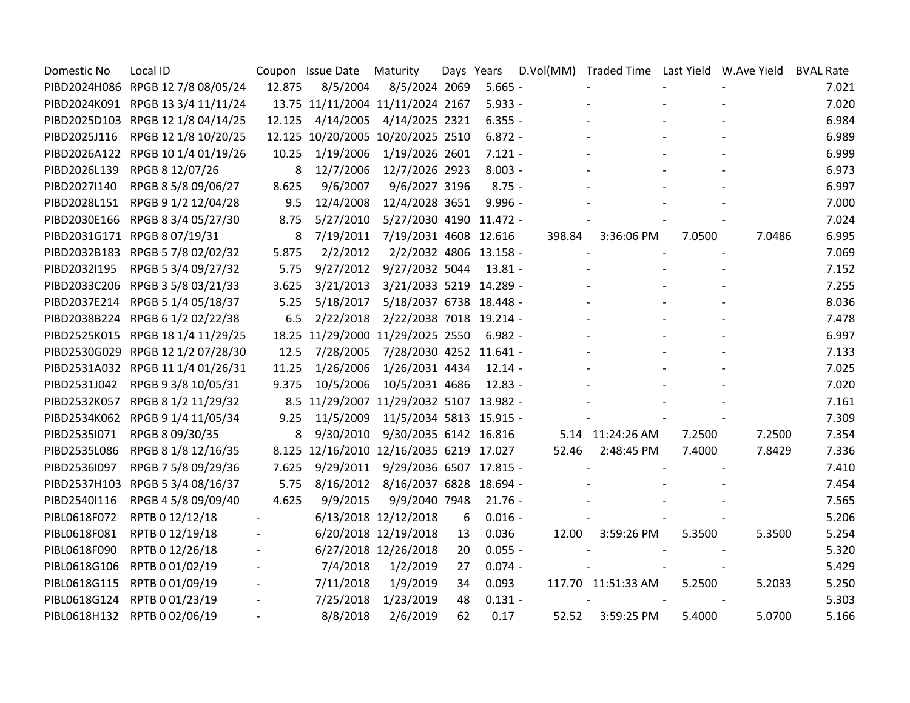| Domestic No | Local ID | Coupon | Issue Date | Maturity | Days | Years | D.Vol(MM) | Traded Time | Last Yield | W.Ave Yield | BVAL Rate |
|---|---|---|---|---|---|---|---|---|---|---|---|
| PIBD2024H086 | RPGB 12 7/8 08/05/24 | 12.875 | 8/5/2004 | 8/5/2024 | 2069 | 5.665 | - | - | - | - | 7.021 |
| PIBD2024K091 | RPGB 13 3/4 11/11/24 | 13.75 | 11/11/2004 | 11/11/2024 | 2167 | 5.933 | - | - | - | - | 7.020 |
| PIBD2025D103 | RPGB 12 1/8 04/14/25 | 12.125 | 4/14/2005 | 4/14/2025 | 2321 | 6.355 | - | - | - | - | 6.984 |
| PIBD2025J116 | RPGB 12 1/8 10/20/25 | 12.125 | 10/20/2005 | 10/20/2025 | 2510 | 6.872 | - | - | - | - | 6.989 |
| PIBD2026A122 | RPGB 10 1/4 01/19/26 | 10.25 | 1/19/2006 | 1/19/2026 | 2601 | 7.121 | - | - | - | - | 6.999 |
| PIBD2026L139 | RPGB 8 12/07/26 | 8 | 12/7/2006 | 12/7/2026 | 2923 | 8.003 | - | - | - | - | 6.973 |
| PIBD2027I140 | RPGB 8 5/8 09/06/27 | 8.625 | 9/6/2007 | 9/6/2027 | 3196 | 8.75 | - | - | - | - | 6.997 |
| PIBD2028L151 | RPGB 9 1/2 12/04/28 | 9.5 | 12/4/2008 | 12/4/2028 | 3651 | 9.996 | - | - | - | - | 7.000 |
| PIBD2030E166 | RPGB 8 3/4 05/27/30 | 8.75 | 5/27/2010 | 5/27/2030 | 4190 | 11.472 | - | - | - | - | 7.024 |
| PIBD2031G171 | RPGB 8 07/19/31 | 8 | 7/19/2011 | 7/19/2031 | 4608 | 12.616 | 398.84 | 3:36:06 PM | 7.0500 | 7.0486 | 6.995 |
| PIBD2032B183 | RPGB 5 7/8 02/02/32 | 5.875 | 2/2/2012 | 2/2/2032 | 4806 | 13.158 | - | - | - | - | 7.069 |
| PIBD2032I195 | RPGB 5 3/4 09/27/32 | 5.75 | 9/27/2012 | 9/27/2032 | 5044 | 13.81 | - | - | - | - | 7.152 |
| PIBD2033C206 | RPGB 3 5/8 03/21/33 | 3.625 | 3/21/2013 | 3/21/2033 | 5219 | 14.289 | - | - | - | - | 7.255 |
| PIBD2037E214 | RPGB 5 1/4 05/18/37 | 5.25 | 5/18/2017 | 5/18/2037 | 6738 | 18.448 | - | - | - | - | 8.036 |
| PIBD2038B224 | RPGB 6 1/2 02/22/38 | 6.5 | 2/22/2018 | 2/22/2038 | 7018 | 19.214 | - | - | - | - | 7.478 |
| PIBD2525K015 | RPGB 18 1/4 11/29/25 | 18.25 | 11/29/2000 | 11/29/2025 | 2550 | 6.982 | - | - | - | - | 6.997 |
| PIBD2530G029 | RPGB 12 1/2 07/28/30 | 12.5 | 7/28/2005 | 7/28/2030 | 4252 | 11.641 | - | - | - | - | 7.133 |
| PIBD2531A032 | RPGB 11 1/4 01/26/31 | 11.25 | 1/26/2006 | 1/26/2031 | 4434 | 12.14 | - | - | - | - | 7.025 |
| PIBD2531J042 | RPGB 9 3/8 10/05/31 | 9.375 | 10/5/2006 | 10/5/2031 | 4686 | 12.83 | - | - | - | - | 7.020 |
| PIBD2532K057 | RPGB 8 1/2 11/29/32 | 8.5 | 11/29/2007 | 11/29/2032 | 5107 | 13.982 | - | - | - | - | 7.161 |
| PIBD2534K062 | RPGB 9 1/4 11/05/34 | 9.25 | 11/5/2009 | 11/5/2034 | 5813 | 15.915 | - | - | - | - | 7.309 |
| PIBD2535I071 | RPGB 8 09/30/35 | 8 | 9/30/2010 | 9/30/2035 | 6142 | 16.816 | 5.14 | 11:24:26 AM | 7.2500 | 7.2500 | 7.354 |
| PIBD2535L086 | RPGB 8 1/8 12/16/35 | 8.125 | 12/16/2010 | 12/16/2035 | 6219 | 17.027 | 52.46 | 2:48:45 PM | 7.4000 | 7.8429 | 7.336 |
| PIBD2536I097 | RPGB 7 5/8 09/29/36 | 7.625 | 9/29/2011 | 9/29/2036 | 6507 | 17.815 | - | - | - | - | 7.410 |
| PIBD2537H103 | RPGB 5 3/4 08/16/37 | 5.75 | 8/16/2012 | 8/16/2037 | 6828 | 18.694 | - | - | - | - | 7.454 |
| PIBD2540I116 | RPGB 4 5/8 09/09/40 | 4.625 | 9/9/2015 | 9/9/2040 | 7948 | 21.76 | - | - | - | - | 7.565 |
| PIBL0618F072 | RPTB 0 12/12/18 | - | 6/13/2018 | 12/12/2018 | 6 | 0.016 | - | - | - | - | 5.206 |
| PIBL0618F081 | RPTB 0 12/19/18 | - | 6/20/2018 | 12/19/2018 | 13 | 0.036 | 12.00 | 3:59:26 PM | 5.3500 | 5.3500 | 5.254 |
| PIBL0618F090 | RPTB 0 12/26/18 | - | 6/27/2018 | 12/26/2018 | 20 | 0.055 | - | - | - | - | 5.320 |
| PIBL0618G106 | RPTB 0 01/02/19 | - | 7/4/2018 | 1/2/2019 | 27 | 0.074 | - | - | - | - | 5.429 |
| PIBL0618G115 | RPTB 0 01/09/19 | - | 7/11/2018 | 1/9/2019 | 34 | 0.093 | 117.70 | 11:51:33 AM | 5.2500 | 5.2033 | 5.250 |
| PIBL0618G124 | RPTB 0 01/23/19 | - | 7/25/2018 | 1/23/2019 | 48 | 0.131 | - | - | - | - | 5.303 |
| PIBL0618H132 | RPTB 0 02/06/19 | - | 8/8/2018 | 2/6/2019 | 62 | 0.17 | 52.52 | 3:59:25 PM | 5.4000 | 5.0700 | 5.166 |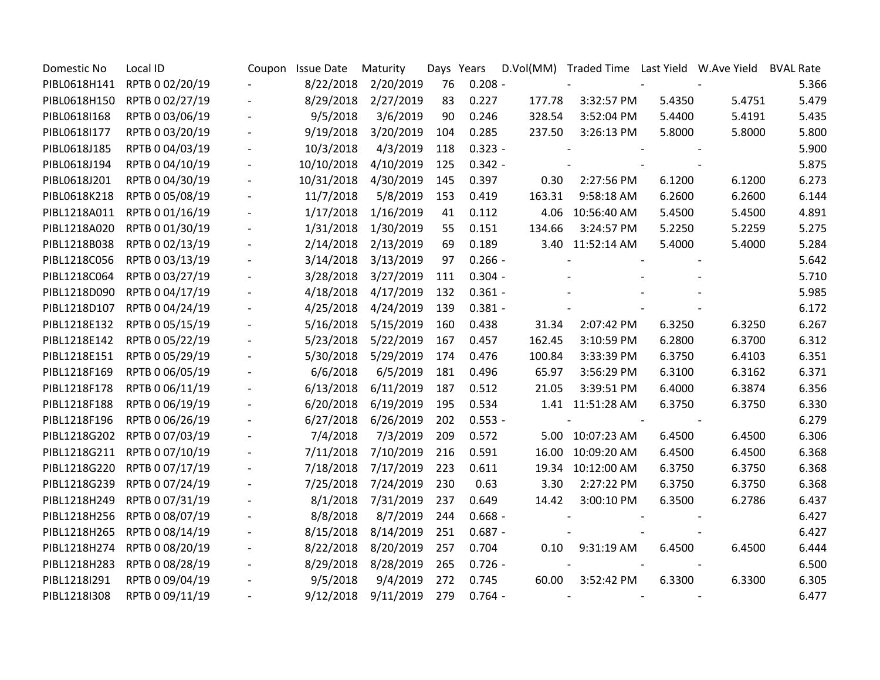| Domestic No | Local ID | Coupon | Issue Date | Maturity | Days | Years | D.Vol(MM) | Traded Time | Last Yield | W.Ave Yield | BVAL Rate |
|---|---|---|---|---|---|---|---|---|---|---|---|
| PIBL0618H141 | RPTB 0 02/20/19 | - | 8/22/2018 | 2/20/2019 | 76 | 0.208 | - | - | - | - | 5.366 |
| PIBL0618H150 | RPTB 0 02/27/19 | - | 8/29/2018 | 2/27/2019 | 83 | 0.227 | 177.78 | 3:32:57 PM | 5.4350 | 5.4751 | 5.479 |
| PIBL0618I168 | RPTB 0 03/06/19 | - | 9/5/2018 | 3/6/2019 | 90 | 0.246 | 328.54 | 3:52:04 PM | 5.4400 | 5.4191 | 5.435 |
| PIBL0618I177 | RPTB 0 03/20/19 | - | 9/19/2018 | 3/20/2019 | 104 | 0.285 | 237.50 | 3:26:13 PM | 5.8000 | 5.8000 | 5.800 |
| PIBL0618J185 | RPTB 0 04/03/19 | - | 10/3/2018 | 4/3/2019 | 118 | 0.323 | - | - | - | - | 5.900 |
| PIBL0618J194 | RPTB 0 04/10/19 | - | 10/10/2018 | 4/10/2019 | 125 | 0.342 | - | - | - | - | 5.875 |
| PIBL0618J201 | RPTB 0 04/30/19 | - | 10/31/2018 | 4/30/2019 | 145 | 0.397 | 0.30 | 2:27:56 PM | 6.1200 | 6.1200 | 6.273 |
| PIBL0618K218 | RPTB 0 05/08/19 | - | 11/7/2018 | 5/8/2019 | 153 | 0.419 | 163.31 | 9:58:18 AM | 6.2600 | 6.2600 | 6.144 |
| PIBL1218A011 | RPTB 0 01/16/19 | - | 1/17/2018 | 1/16/2019 | 41 | 0.112 | 4.06 | 10:56:40 AM | 5.4500 | 5.4500 | 4.891 |
| PIBL1218A020 | RPTB 0 01/30/19 | - | 1/31/2018 | 1/30/2019 | 55 | 0.151 | 134.66 | 3:24:57 PM | 5.2250 | 5.2259 | 5.275 |
| PIBL1218B038 | RPTB 0 02/13/19 | - | 2/14/2018 | 2/13/2019 | 69 | 0.189 | 3.40 | 11:52:14 AM | 5.4000 | 5.4000 | 5.284 |
| PIBL1218C056 | RPTB 0 03/13/19 | - | 3/14/2018 | 3/13/2019 | 97 | 0.266 | - | - | - | - | 5.642 |
| PIBL1218C064 | RPTB 0 03/27/19 | - | 3/28/2018 | 3/27/2019 | 111 | 0.304 | - | - | - | - | 5.710 |
| PIBL1218D090 | RPTB 0 04/17/19 | - | 4/18/2018 | 4/17/2019 | 132 | 0.361 | - | - | - | - | 5.985 |
| PIBL1218D107 | RPTB 0 04/24/19 | - | 4/25/2018 | 4/24/2019 | 139 | 0.381 | - | - | - | - | 6.172 |
| PIBL1218E132 | RPTB 0 05/15/19 | - | 5/16/2018 | 5/15/2019 | 160 | 0.438 | 31.34 | 2:07:42 PM | 6.3250 | 6.3250 | 6.267 |
| PIBL1218E142 | RPTB 0 05/22/19 | - | 5/23/2018 | 5/22/2019 | 167 | 0.457 | 162.45 | 3:10:59 PM | 6.2800 | 6.3700 | 6.312 |
| PIBL1218E151 | RPTB 0 05/29/19 | - | 5/30/2018 | 5/29/2019 | 174 | 0.476 | 100.84 | 3:33:39 PM | 6.3750 | 6.4103 | 6.351 |
| PIBL1218F169 | RPTB 0 06/05/19 | - | 6/6/2018 | 6/5/2019 | 181 | 0.496 | 65.97 | 3:56:29 PM | 6.3100 | 6.3162 | 6.371 |
| PIBL1218F178 | RPTB 0 06/11/19 | - | 6/13/2018 | 6/11/2019 | 187 | 0.512 | 21.05 | 3:39:51 PM | 6.4000 | 6.3874 | 6.356 |
| PIBL1218F188 | RPTB 0 06/19/19 | - | 6/20/2018 | 6/19/2019 | 195 | 0.534 | 1.41 | 11:51:28 AM | 6.3750 | 6.3750 | 6.330 |
| PIBL1218F196 | RPTB 0 06/26/19 | - | 6/27/2018 | 6/26/2019 | 202 | 0.553 | - | - | - | - | 6.279 |
| PIBL1218G202 | RPTB 0 07/03/19 | - | 7/4/2018 | 7/3/2019 | 209 | 0.572 | 5.00 | 10:07:23 AM | 6.4500 | 6.4500 | 6.306 |
| PIBL1218G211 | RPTB 0 07/10/19 | - | 7/11/2018 | 7/10/2019 | 216 | 0.591 | 16.00 | 10:09:20 AM | 6.4500 | 6.4500 | 6.368 |
| PIBL1218G220 | RPTB 0 07/17/19 | - | 7/18/2018 | 7/17/2019 | 223 | 0.611 | 19.34 | 10:12:00 AM | 6.3750 | 6.3750 | 6.368 |
| PIBL1218G239 | RPTB 0 07/24/19 | - | 7/25/2018 | 7/24/2019 | 230 | 0.63 | 3.30 | 2:27:22 PM | 6.3750 | 6.3750 | 6.368 |
| PIBL1218H249 | RPTB 0 07/31/19 | - | 8/1/2018 | 7/31/2019 | 237 | 0.649 | 14.42 | 3:00:10 PM | 6.3500 | 6.2786 | 6.437 |
| PIBL1218H256 | RPTB 0 08/07/19 | - | 8/8/2018 | 8/7/2019 | 244 | 0.668 | - | - | - | - | 6.427 |
| PIBL1218H265 | RPTB 0 08/14/19 | - | 8/15/2018 | 8/14/2019 | 251 | 0.687 | - | - | - | - | 6.427 |
| PIBL1218H274 | RPTB 0 08/20/19 | - | 8/22/2018 | 8/20/2019 | 257 | 0.704 | 0.10 | 9:31:19 AM | 6.4500 | 6.4500 | 6.444 |
| PIBL1218H283 | RPTB 0 08/28/19 | - | 8/29/2018 | 8/28/2019 | 265 | 0.726 | - | - | - | - | 6.500 |
| PIBL1218I291 | RPTB 0 09/04/19 | - | 9/5/2018 | 9/4/2019 | 272 | 0.745 | 60.00 | 3:52:42 PM | 6.3300 | 6.3300 | 6.305 |
| PIBL1218I308 | RPTB 0 09/11/19 | - | 9/12/2018 | 9/11/2019 | 279 | 0.764 | - | - | - | - | 6.477 |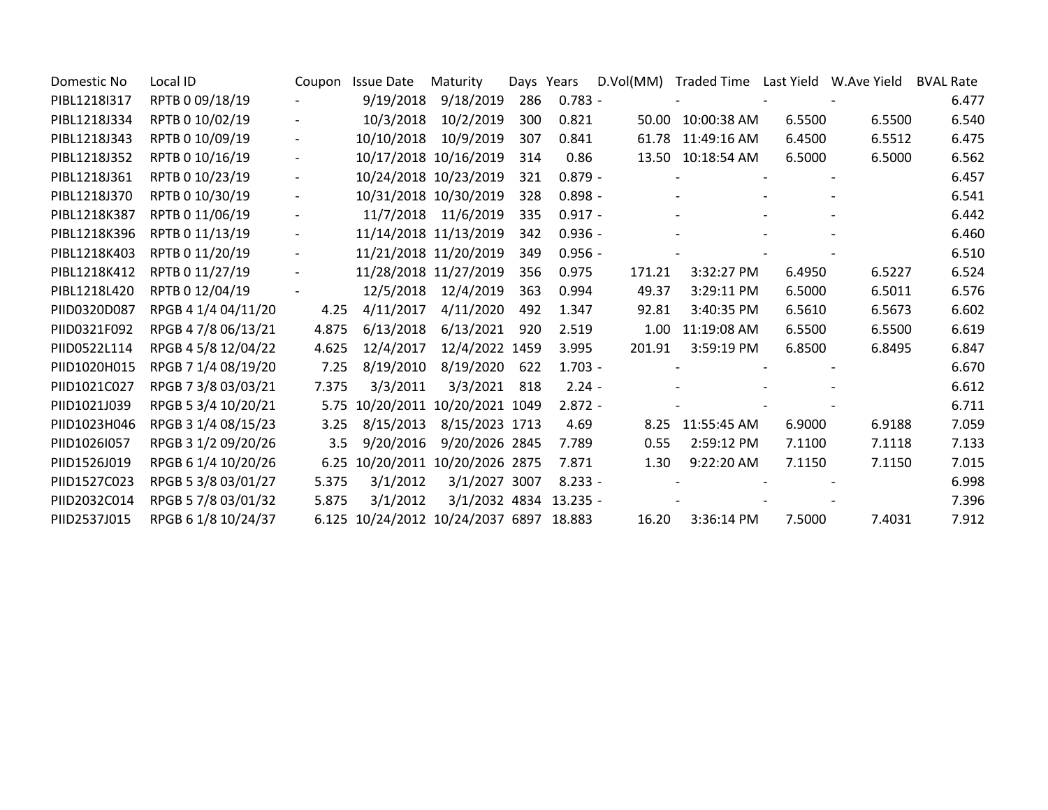| Domestic No | Local ID | Coupon | Issue Date | Maturity | Days | Years | D.Vol(MM) | Traded Time | Last Yield | W.Ave Yield | BVAL Rate |
|---|---|---|---|---|---|---|---|---|---|---|---|
| PIBL1218I317 | RPTB 0 09/18/19 | - | 9/19/2018 | 9/18/2019 | 286 | 0.783 | - | - | - | - | 6.477 |
| PIBL1218J334 | RPTB 0 10/02/19 | - | 10/3/2018 | 10/2/2019 | 300 | 0.821 | 50.00 | 10:00:38 AM | 6.5500 | 6.5500 | 6.540 |
| PIBL1218J343 | RPTB 0 10/09/19 | - | 10/10/2018 | 10/9/2019 | 307 | 0.841 | 61.78 | 11:49:16 AM | 6.4500 | 6.5512 | 6.475 |
| PIBL1218J352 | RPTB 0 10/16/19 | - | 10/17/2018 | 10/16/2019 | 314 | 0.86 | 13.50 | 10:18:54 AM | 6.5000 | 6.5000 | 6.562 |
| PIBL1218J361 | RPTB 0 10/23/19 | - | 10/24/2018 | 10/23/2019 | 321 | 0.879 | - | - | - | - | 6.457 |
| PIBL1218J370 | RPTB 0 10/30/19 | - | 10/31/2018 | 10/30/2019 | 328 | 0.898 | - | - | - | - | 6.541 |
| PIBL1218K387 | RPTB 0 11/06/19 | - | 11/7/2018 | 11/6/2019 | 335 | 0.917 | - | - | - | - | 6.442 |
| PIBL1218K396 | RPTB 0 11/13/19 | - | 11/14/2018 | 11/13/2019 | 342 | 0.936 | - | - | - | - | 6.460 |
| PIBL1218K403 | RPTB 0 11/20/19 | - | 11/21/2018 | 11/20/2019 | 349 | 0.956 | - | - | - | - | 6.510 |
| PIBL1218K412 | RPTB 0 11/27/19 | - | 11/28/2018 | 11/27/2019 | 356 | 0.975 | 171.21 | 3:32:27 PM | 6.4950 | 6.5227 | 6.524 |
| PIBL1218L420 | RPTB 0 12/04/19 | - | 12/5/2018 | 12/4/2019 | 363 | 0.994 | 49.37 | 3:29:11 PM | 6.5000 | 6.5011 | 6.576 |
| PIID0320D087 | RPGB 4 1/4 04/11/20 | 4.25 | 4/11/2017 | 4/11/2020 | 492 | 1.347 | 92.81 | 3:40:35 PM | 6.5610 | 6.5673 | 6.602 |
| PIID0321F092 | RPGB 4 7/8 06/13/21 | 4.875 | 6/13/2018 | 6/13/2021 | 920 | 2.519 | 1.00 | 11:19:08 AM | 6.5500 | 6.5500 | 6.619 |
| PIID0522L114 | RPGB 4 5/8 12/04/22 | 4.625 | 12/4/2017 | 12/4/2022 | 1459 | 3.995 | 201.91 | 3:59:19 PM | 6.8500 | 6.8495 | 6.847 |
| PIID1020H015 | RPGB 7 1/4 08/19/20 | 7.25 | 8/19/2010 | 8/19/2020 | 622 | 1.703 | - | - | - | - | 6.670 |
| PIID1021C027 | RPGB 7 3/8 03/03/21 | 7.375 | 3/3/2011 | 3/3/2021 | 818 | 2.24 | - | - | - | - | 6.612 |
| PIID1021J039 | RPGB 5 3/4 10/20/21 | 5.75 | 10/20/2011 | 10/20/2021 | 1049 | 2.872 | - | - | - | - | 6.711 |
| PIID1023H046 | RPGB 3 1/4 08/15/23 | 3.25 | 8/15/2013 | 8/15/2023 | 1713 | 4.69 | 8.25 | 11:55:45 AM | 6.9000 | 6.9188 | 7.059 |
| PIID1026I057 | RPGB 3 1/2 09/20/26 | 3.5 | 9/20/2016 | 9/20/2026 | 2845 | 7.789 | 0.55 | 2:59:12 PM | 7.1100 | 7.1118 | 7.133 |
| PIID1526J019 | RPGB 6 1/4 10/20/26 | 6.25 | 10/20/2011 | 10/20/2026 | 2875 | 7.871 | 1.30 | 9:22:20 AM | 7.1150 | 7.1150 | 7.015 |
| PIID1527C023 | RPGB 5 3/8 03/01/27 | 5.375 | 3/1/2012 | 3/1/2027 | 3007 | 8.233 | - | - | - | - | 6.998 |
| PIID2032C014 | RPGB 5 7/8 03/01/32 | 5.875 | 3/1/2012 | 3/1/2032 | 4834 | 13.235 | - | - | - | - | 7.396 |
| PIID2537J015 | RPGB 6 1/8 10/24/37 | 6.125 | 10/24/2012 | 10/24/2037 | 6897 | 18.883 | 16.20 | 3:36:14 PM | 7.5000 | 7.4031 | 7.912 |